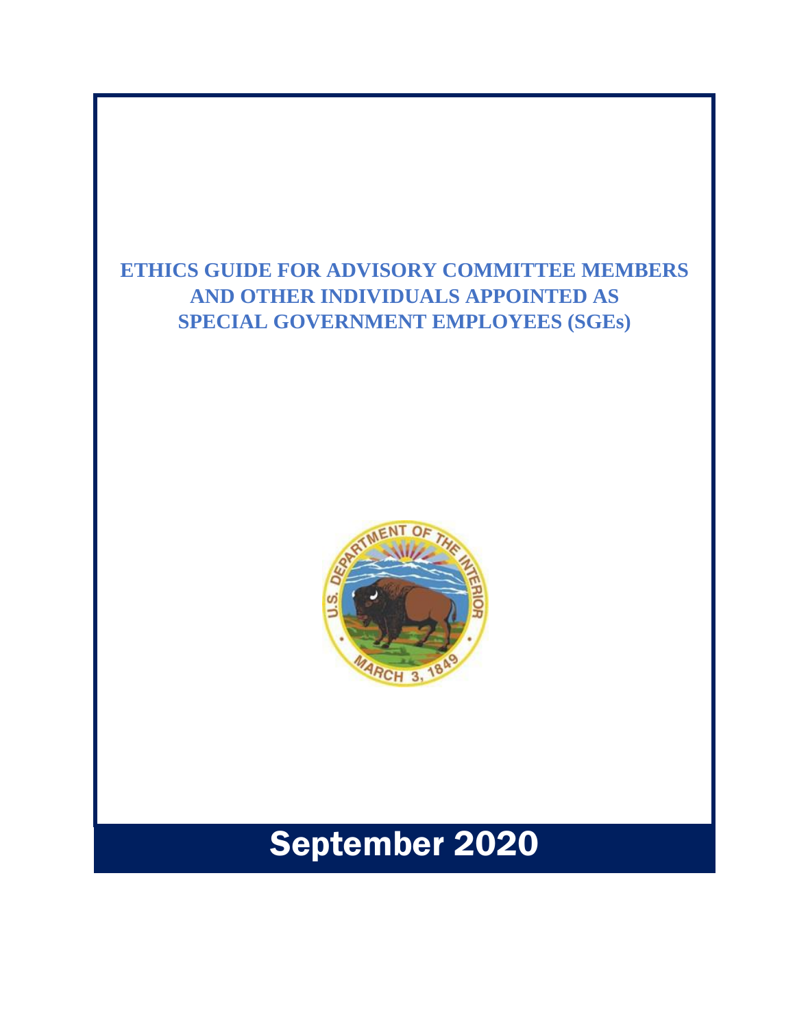# ETHICS GUIDE FOR ADVISORY COMMITTEE MEMBERS AND OTHER INDIVIDUALS APPOINTED AS SPECIAL GOVERNMENT EMPLOYEES (SGEs)

## September 2020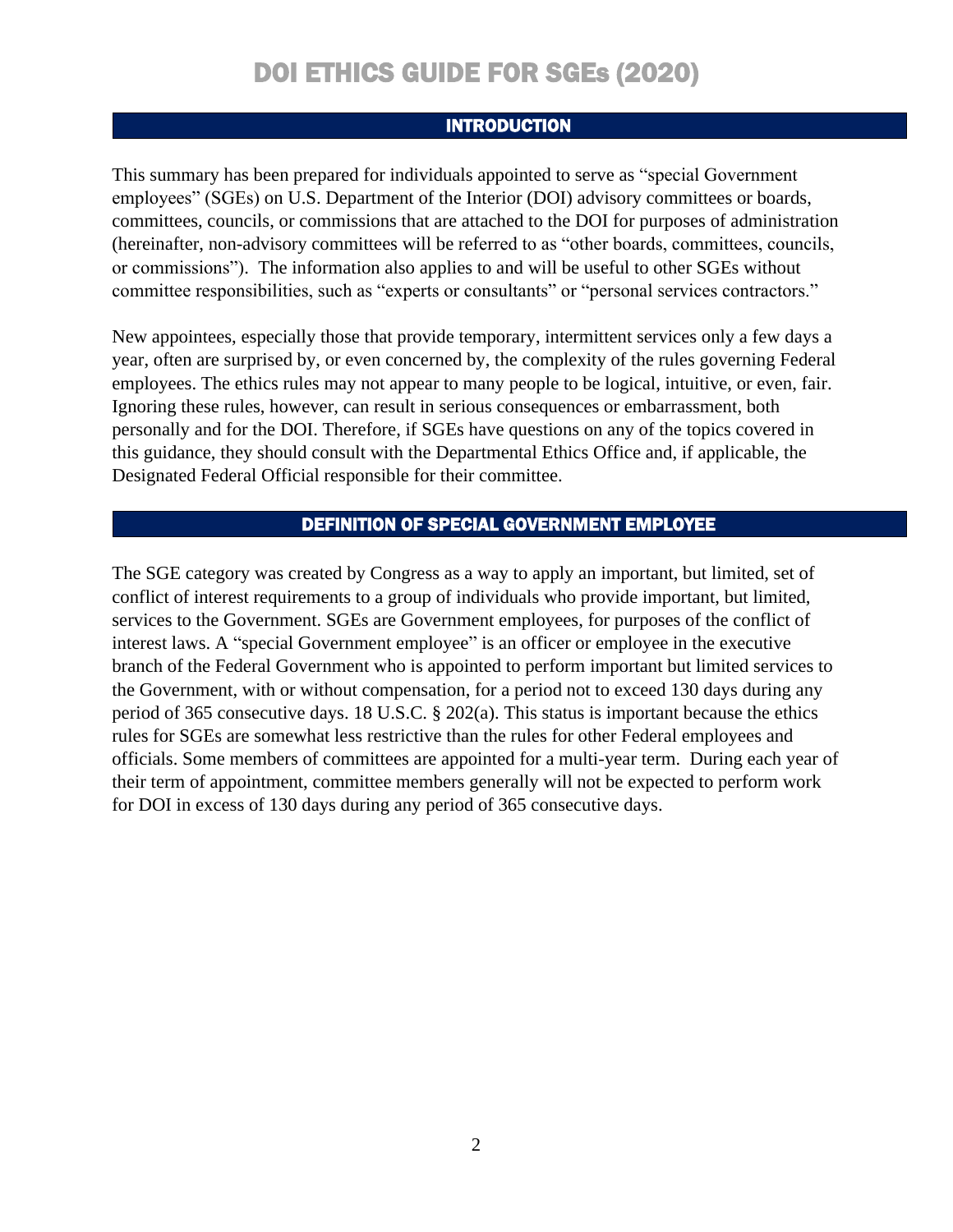# DOI ETHICS GUIDE FOR SGEs (2020)

## INTRODUCTION

This summary has been prepared for individuals appointed to serve as "special Government employees" (SGEs) on U.S. Department of the Interior (DOI) advisory committees or boards, committees, councils, or commissions that are attached to the DOI for purposes of administration (hereinafter, non-advisory committees will be referred to as "other boards, committees, councils, or commissions"). The information also applies to and will be useful to other SGEs without committee responsibilities, such as "experts or consultants" or "personal services contractors."

New appointees, especially those that provide temporary, intermittent services only a few days a year, often are surprised by, or even concerned by, the complexity of the rules governing Federal employees. The ethics rules may not appear to many people to be logical, intuitive, or even, fair. Ignoring these rules, however, can result in serious consequences or embarrassment, both personally and for the DOI. Therefore, if SGEs have questions on any of the topics covered in this guidance, they should consult with the Departmental Ethics Office and, if applicable, the Designated Federal Official responsible for their committee.

## DEFINITION OF SPECIAL GOVERNMENT EMPLOYEE

The SGE category was created by Congress as a way to apply an important, but limited, set of conflict of interest requirements to a group of individuals who provide important, but limited, services to the Government. SGEs are Government employees, for purposes of the conflict of interest laws. A "special Government employee" is an officer or employee in the executive branch of the Federal Government who is appointed to perform important but limited services to the Government, with or without compensation, for a period not to exceed 130 days during any period of 365 consecutive days. 18 U.S.C. § 202(a). This status is important because the ethics rules for SGEs are somewhat less restrictive than the rules for other Federal employees and officials. Some members of committees are appointed for a multi-year term. During each year of their term of appointment, committee members generally will not be expected to perform work for DOI in excess of 130 days during any period of 365 consecutive days.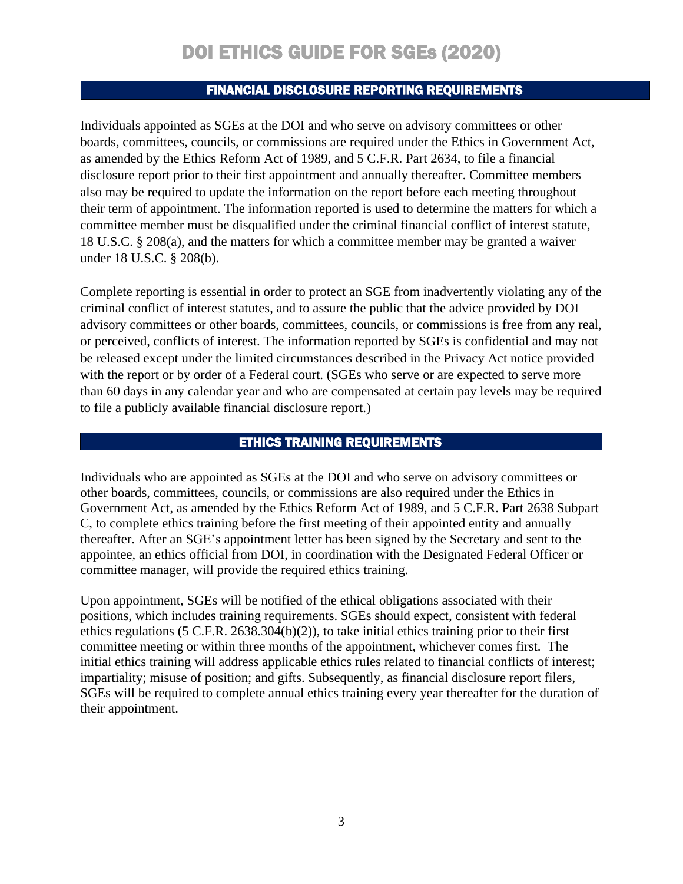## FINANCIAL DISCLOSURE REPORTING REQUIREMENTS

Individuals appointed as SGEs at the DOI and who serve on advisory committees or other boards, committees, councils, or commissions are required under the Ethics in Government Act, as amended by the Ethics Reform Act of 1989, and 5 C.F.R. Part 2634, to file a financial disclosure report prior to their first appointment and annually thereafter. Committee members also may be required to update the information on the report before each meeting throughout their term of appointment. The information reported is used to determine the matters for which a committee member must be disqualified under the criminal financial conflict of interest statute, 18 U.S.C. § 208(a), and the matters for which a committee member may be granted a waiver under 18 U.S.C. § 208(b).

Complete reporting is essential in order to protect an SGE from inadvertently violating any of the criminal conflict of interest statutes, and to assure the public that the advice provided by DOI advisory committees or other boards, committees, councils, or commissions is free from any real, or perceived, conflicts of interest. The information reported by SGEs is confidential and may not be released except under the limited circumstances described in the Privacy Act notice provided with the report or by order of a Federal court. (SGEs who serve or are expected to serve more than 60 days in any calendar year and who are compensated at certain pay levels may be required to file a publicly available financial disclosure report.)

## ETHICS TRAINING REQUIREMENTS

Individuals who are appointed as SGEs at the DOI and who serve on advisory committees or other boards, committees, councils, or commissions are also required under the Ethics in Government Act, as amended by the Ethics Reform Act of 1989, and 5 C.F.R. Part 2638 Subpart C, to complete ethics training before the first meeting of their appointed entity and annually thereafter. After an SGE's appointment letter has been signed by the Secretary and sent to the appointee, an ethics official from DOI, in coordination with the Designated Federal Officer or committee manager, will provide the required ethics training.

Upon appointment, SGEs will be notified of the ethical obligations associated with their positions, which includes training requirements. SGEs should expect, consistent with federal ethics regulations (5 C.F.R. 2638.304(b)(2)), to take initial ethics training prior to their first committee meeting or within three months of the appointment, whichever comes first. The initial ethics training will address applicable ethics rules related to financial conflicts of interest; impartiality; misuse of position; and gifts. Subsequently, as financial disclosure report filers, SGEs will be required to complete annual ethics training every year thereafter for the duration of their appointment.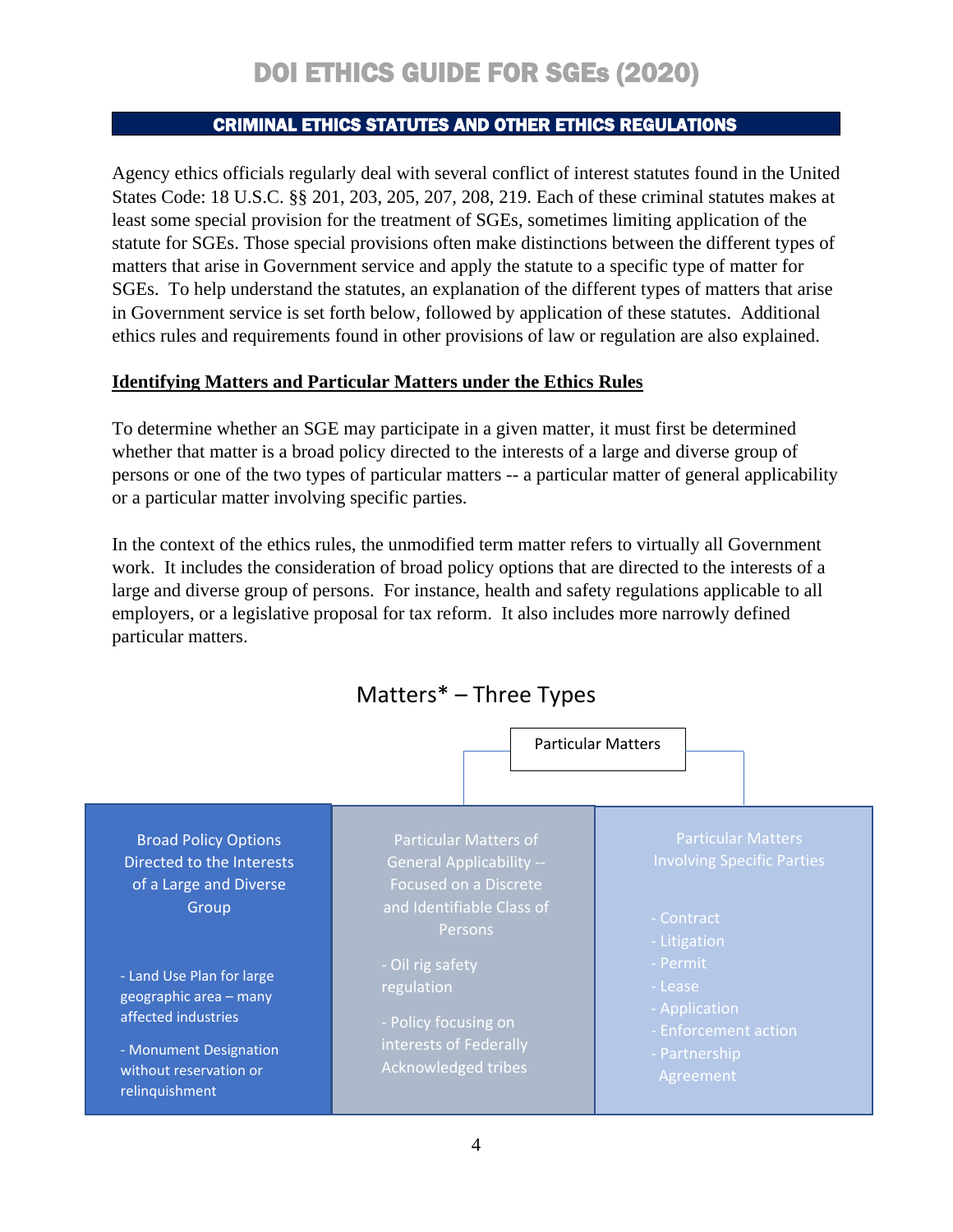## CRIMINAL ETHICS STATUTES AND OTHER ETHICS REGULATIONS

Agency ethics officials regularly deal with several conflict of interest statutes found in the United States Code: 18 U.S.C. §§ 201, 203, 205, 207, 208, 219. Each of these criminal statutes makes at least some special provision for the treatment of SGEs, sometimes limiting application of the statute for SGEs. Those special provisions often make distinctions between the different types of matters that arise in Government service and apply the statute to a specific type of matter for SGEs. To help understand the statutes, an explanation of the different types of matters that arise in Government service is set forth below, followed by application of these statutes. Additional ethics rules and requirements found in other provisions of law or regulation are also explained.

**Identifying Matters and Particular Matters under the Ethics Rules**

To determine whether an SGE may participate in a given matter, it must first be determined whether that matter is a broad policy directed to the interests of a large and diverse group of persons or one of the two types of particular matters -- a particular matter of general applicability or a particular matter involving specific parties.

In the context of the ethics rules, the unmodified term matter refers to virtually all Government work. It includes the consideration of broad policy options that are directed to the interests of a large and diverse group of persons. For instance, health and safety regulations applicable to all employers, or a legislative proposal for tax reform. It also includes more narrowly defined particular matters.

### Matters* – Three Types

| Broad Policy Options Directed to the Interests of a Large and Diverse Group | Particular Matters: Particular Matters of General Applicability -- Focused on a Discrete and Identifiable Class of Persons | Particular Matters: Particular Matters Involving Specific Parties |
|---|---|---|
| - Land Use Plan for large geographic area – many affected industries<br>- Monument Designation without reservation or relinquishment | - Oil rig safety regulation<br>- Policy focusing on interests of Federally Acknowledged tribes | - Contract<br>- Litigation<br>- Permit<br>- Lease<br>- Application<br>- Enforcement action<br>- Partnership Agreement |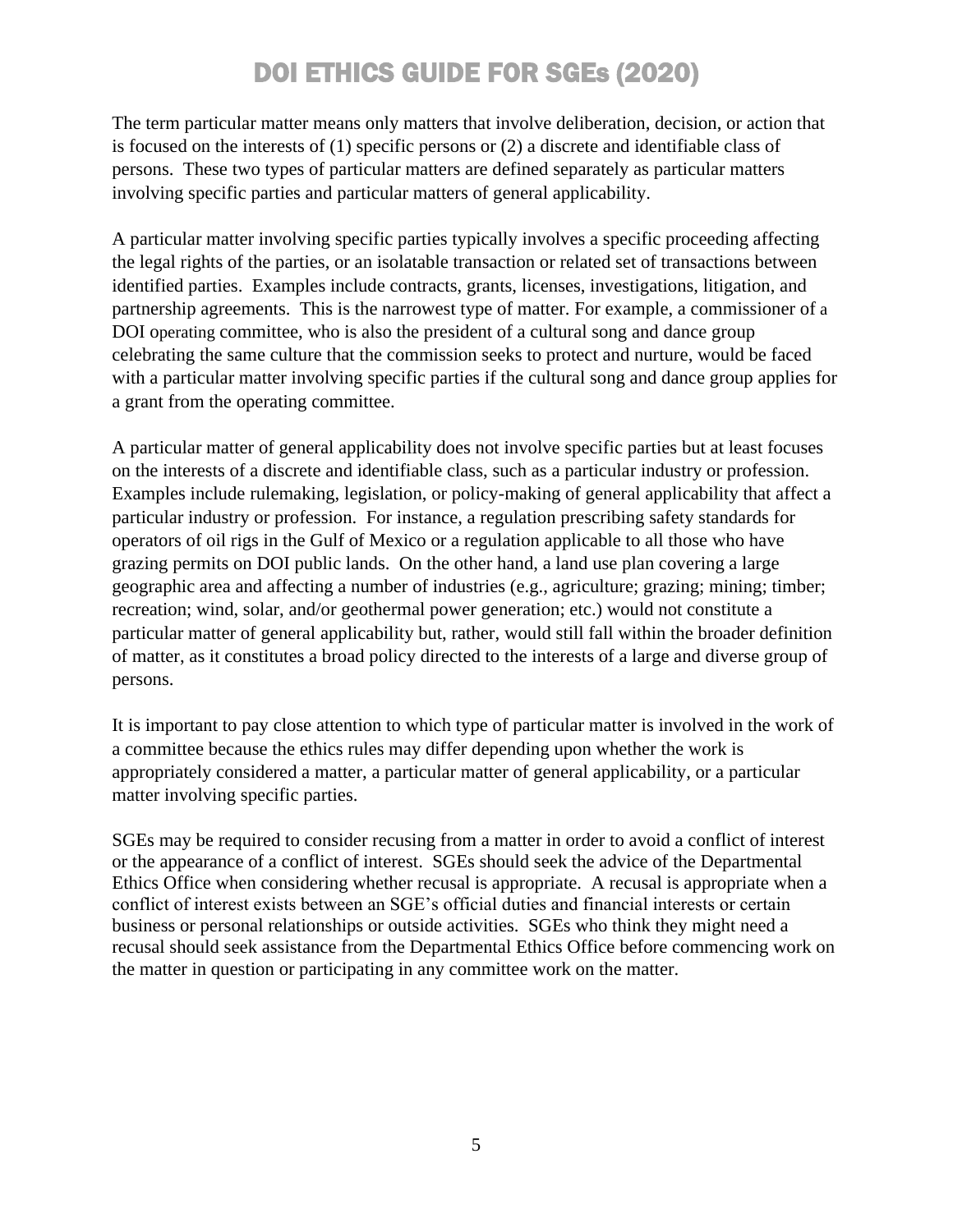The term particular matter means only matters that involve deliberation, decision, or action that is focused on the interests of (1) specific persons or (2) a discrete and identifiable class of persons. These two types of particular matters are defined separately as particular matters involving specific parties and particular matters of general applicability.

A particular matter involving specific parties typically involves a specific proceeding affecting the legal rights of the parties, or an isolatable transaction or related set of transactions between identified parties. Examples include contracts, grants, licenses, investigations, litigation, and partnership agreements. This is the narrowest type of matter. For example, a commissioner of a DOI operating committee, who is also the president of a cultural song and dance group celebrating the same culture that the commission seeks to protect and nurture, would be faced with a particular matter involving specific parties if the cultural song and dance group applies for a grant from the operating committee.

A particular matter of general applicability does not involve specific parties but at least focuses on the interests of a discrete and identifiable class, such as a particular industry or profession. Examples include rulemaking, legislation, or policy-making of general applicability that affect a particular industry or profession. For instance, a regulation prescribing safety standards for operators of oil rigs in the Gulf of Mexico or a regulation applicable to all those who have grazing permits on DOI public lands. On the other hand, a land use plan covering a large geographic area and affecting a number of industries (e.g., agriculture; grazing; mining; timber; recreation; wind, solar, and/or geothermal power generation; etc.) would not constitute a particular matter of general applicability but, rather, would still fall within the broader definition of matter, as it constitutes a broad policy directed to the interests of a large and diverse group of persons.

It is important to pay close attention to which type of particular matter is involved in the work of a committee because the ethics rules may differ depending upon whether the work is appropriately considered a matter, a particular matter of general applicability, or a particular matter involving specific parties.

SGEs may be required to consider recusing from a matter in order to avoid a conflict of interest or the appearance of a conflict of interest. SGEs should seek the advice of the Departmental Ethics Office when considering whether recusal is appropriate. A recusal is appropriate when a conflict of interest exists between an SGE's official duties and financial interests or certain business or personal relationships or outside activities. SGEs who think they might need a recusal should seek assistance from the Departmental Ethics Office before commencing work on the matter in question or participating in any committee work on the matter.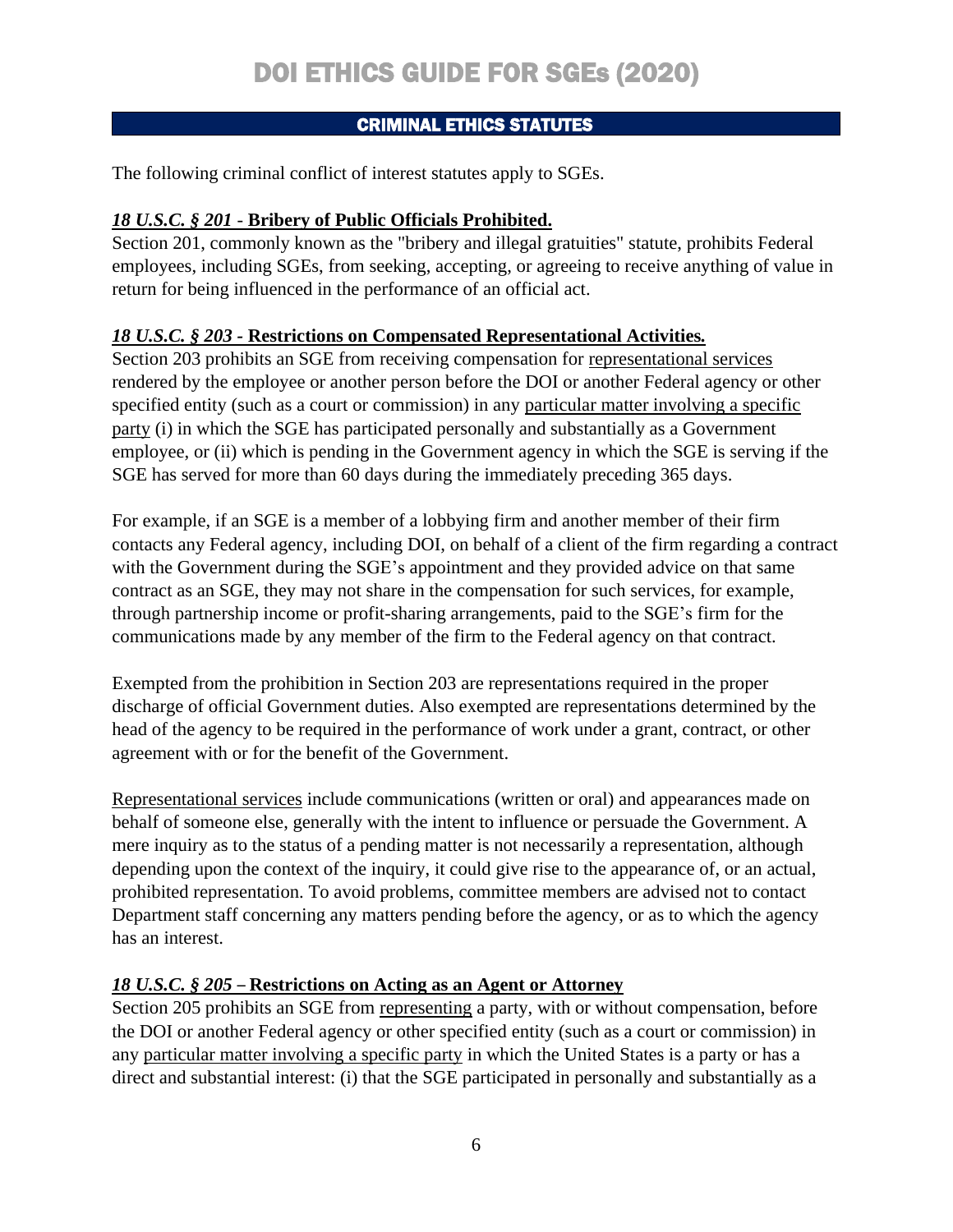## CRIMINAL ETHICS STATUTES

The following criminal conflict of interest statutes apply to SGEs.

### *18 U.S.C. § 201* - Bribery of Public Officials Prohibited.

Section 201, commonly known as the "bribery and illegal gratuities" statute, prohibits Federal employees, including SGEs, from seeking, accepting, or agreeing to receive anything of value in return for being influenced in the performance of an official act.

### *18 U.S.C. § 203* - Restrictions on Compensated Representational Activities.

Section 203 prohibits an SGE from receiving compensation for <u>representational services</u> rendered by the employee or another person before the DOI or another Federal agency or other specified entity (such as a court or commission) in any <u>particular matter involving a specific party</u> (i) in which the SGE has participated personally and substantially as a Government employee, or (ii) which is pending in the Government agency in which the SGE is serving if the SGE has served for more than 60 days during the immediately preceding 365 days.

For example, if an SGE is a member of a lobbying firm and another member of their firm contacts any Federal agency, including DOI, on behalf of a client of the firm regarding a contract with the Government during the SGE's appointment and they provided advice on that same contract as an SGE, they may not share in the compensation for such services, for example, through partnership income or profit-sharing arrangements, paid to the SGE's firm for the communications made by any member of the firm to the Federal agency on that contract.

Exempted from the prohibition in Section 203 are representations required in the proper discharge of official Government duties. Also exempted are representations determined by the head of the agency to be required in the performance of work under a grant, contract, or other agreement with or for the benefit of the Government.

<u>Representational services</u> include communications (written or oral) and appearances made on behalf of someone else, generally with the intent to influence or persuade the Government. A mere inquiry as to the status of a pending matter is not necessarily a representation, although depending upon the context of the inquiry, it could give rise to the appearance of, or an actual, prohibited representation. To avoid problems, committee members are advised not to contact Department staff concerning any matters pending before the agency, or as to which the agency has an interest.

### *18 U.S.C. § 205* – Restrictions on Acting as an Agent or Attorney

Section 205 prohibits an SGE from <u>representing</u> a party, with or without compensation, before the DOI or another Federal agency or other specified entity (such as a court or commission) in any <u>particular matter involving a specific party</u> in which the United States is a party or has a direct and substantial interest: (i) that the SGE participated in personally and substantially as a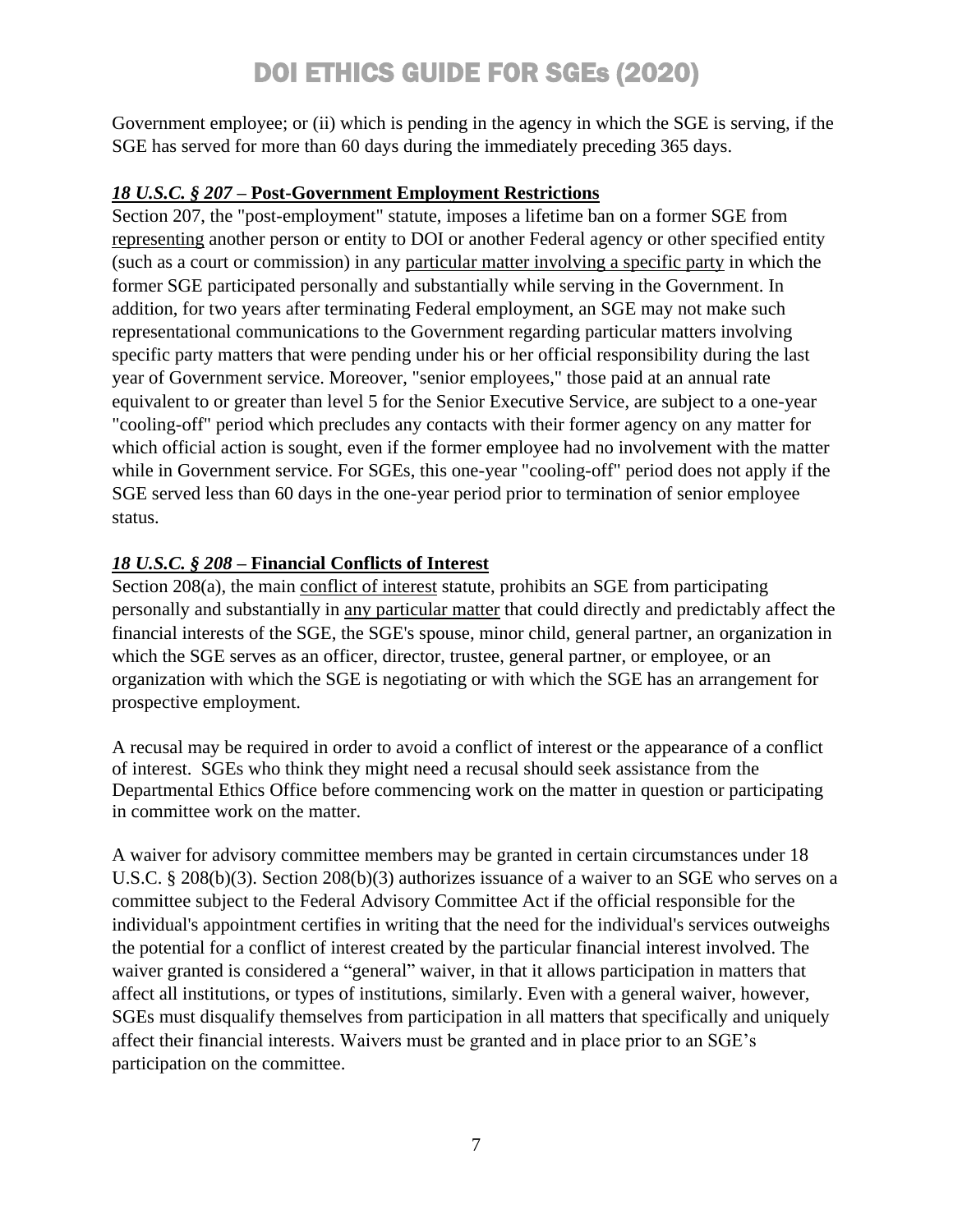Government employee; or (ii) which is pending in the agency in which the SGE is serving, if the SGE has served for more than 60 days during the immediately preceding 365 days.

***18 U.S.C. § 207*** **– Post-Government Employment Restrictions**

Section 207, the "post-employment" statute, imposes a lifetime ban on a former SGE from representing another person or entity to DOI or another Federal agency or other specified entity (such as a court or commission) in any particular matter involving a specific party in which the former SGE participated personally and substantially while serving in the Government. In addition, for two years after terminating Federal employment, an SGE may not make such representational communications to the Government regarding particular matters involving specific party matters that were pending under his or her official responsibility during the last year of Government service. Moreover, "senior employees," those paid at an annual rate equivalent to or greater than level 5 for the Senior Executive Service, are subject to a one-year "cooling-off" period which precludes any contacts with their former agency on any matter for which official action is sought, even if the former employee had no involvement with the matter while in Government service. For SGEs, this one-year "cooling-off" period does not apply if the SGE served less than 60 days in the one-year period prior to termination of senior employee status.

***18 U.S.C. § 208*** **– Financial Conflicts of Interest**

Section 208(a), the main conflict of interest statute, prohibits an SGE from participating personally and substantially in any particular matter that could directly and predictably affect the financial interests of the SGE, the SGE's spouse, minor child, general partner, an organization in which the SGE serves as an officer, director, trustee, general partner, or employee, or an organization with which the SGE is negotiating or with which the SGE has an arrangement for prospective employment.

A recusal may be required in order to avoid a conflict of interest or the appearance of a conflict of interest. SGEs who think they might need a recusal should seek assistance from the Departmental Ethics Office before commencing work on the matter in question or participating in committee work on the matter.

A waiver for advisory committee members may be granted in certain circumstances under 18 U.S.C. § 208(b)(3). Section 208(b)(3) authorizes issuance of a waiver to an SGE who serves on a committee subject to the Federal Advisory Committee Act if the official responsible for the individual's appointment certifies in writing that the need for the individual's services outweighs the potential for a conflict of interest created by the particular financial interest involved. The waiver granted is considered a "general" waiver, in that it allows participation in matters that affect all institutions, or types of institutions, similarly. Even with a general waiver, however, SGEs must disqualify themselves from participation in all matters that specifically and uniquely affect their financial interests. Waivers must be granted and in place prior to an SGE's participation on the committee.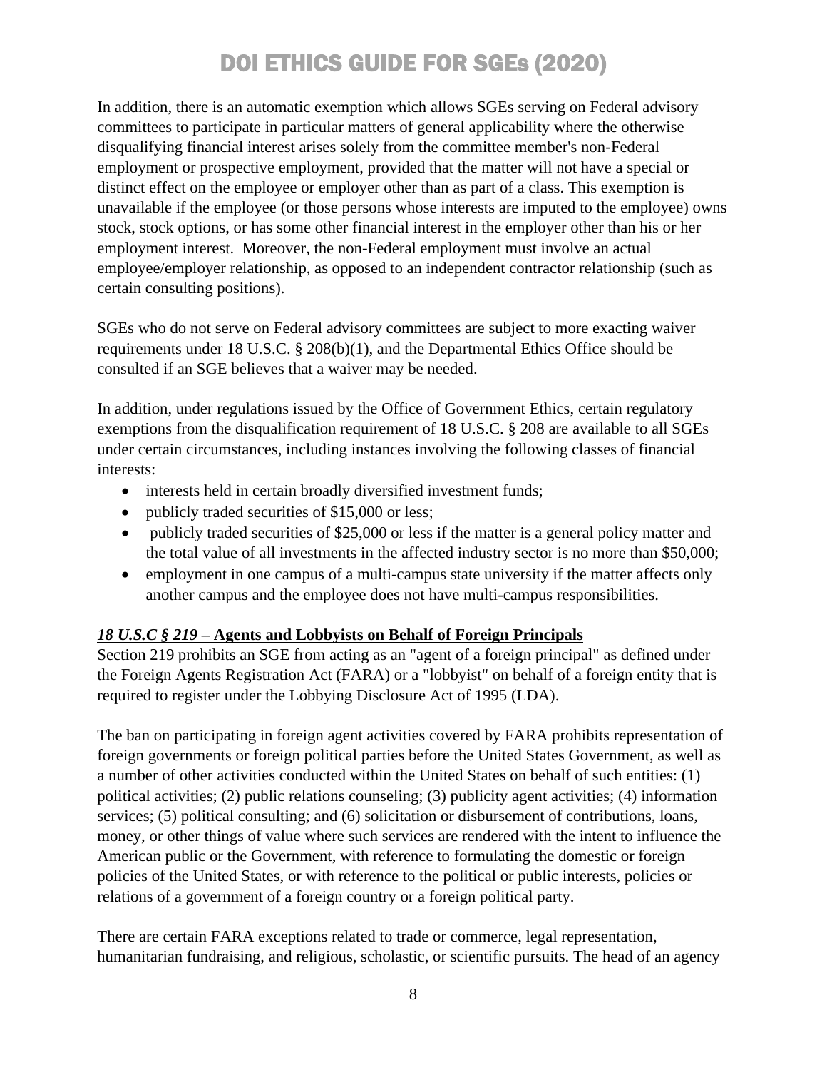In addition, there is an automatic exemption which allows SGEs serving on Federal advisory committees to participate in particular matters of general applicability where the otherwise disqualifying financial interest arises solely from the committee member's non-Federal employment or prospective employment, provided that the matter will not have a special or distinct effect on the employee or employer other than as part of a class. This exemption is unavailable if the employee (or those persons whose interests are imputed to the employee) owns stock, stock options, or has some other financial interest in the employer other than his or her employment interest. Moreover, the non-Federal employment must involve an actual employee/employer relationship, as opposed to an independent contractor relationship (such as certain consulting positions).

SGEs who do not serve on Federal advisory committees are subject to more exacting waiver requirements under 18 U.S.C. § 208(b)(1), and the Departmental Ethics Office should be consulted if an SGE believes that a waiver may be needed.

In addition, under regulations issued by the Office of Government Ethics, certain regulatory exemptions from the disqualification requirement of 18 U.S.C. § 208 are available to all SGEs under certain circumstances, including instances involving the following classes of financial interests:

- interests held in certain broadly diversified investment funds;
- publicly traded securities of $15,000 or less;
- publicly traded securities of $25,000 or less if the matter is a general policy matter and the total value of all investments in the affected industry sector is no more than $50,000;
- employment in one campus of a multi-campus state university if the matter affects only another campus and the employee does not have multi-campus responsibilities.

### ***18 U.S.C § 219*** **– Agents and Lobbyists on Behalf of Foreign Principals**

Section 219 prohibits an SGE from acting as an "agent of a foreign principal" as defined under the Foreign Agents Registration Act (FARA) or a "lobbyist" on behalf of a foreign entity that is required to register under the Lobbying Disclosure Act of 1995 (LDA).

The ban on participating in foreign agent activities covered by FARA prohibits representation of foreign governments or foreign political parties before the United States Government, as well as a number of other activities conducted within the United States on behalf of such entities: (1) political activities; (2) public relations counseling; (3) publicity agent activities; (4) information services; (5) political consulting; and (6) solicitation or disbursement of contributions, loans, money, or other things of value where such services are rendered with the intent to influence the American public or the Government, with reference to formulating the domestic or foreign policies of the United States, or with reference to the political or public interests, policies or relations of a government of a foreign country or a foreign political party.

There are certain FARA exceptions related to trade or commerce, legal representation, humanitarian fundraising, and religious, scholastic, or scientific pursuits. The head of an agency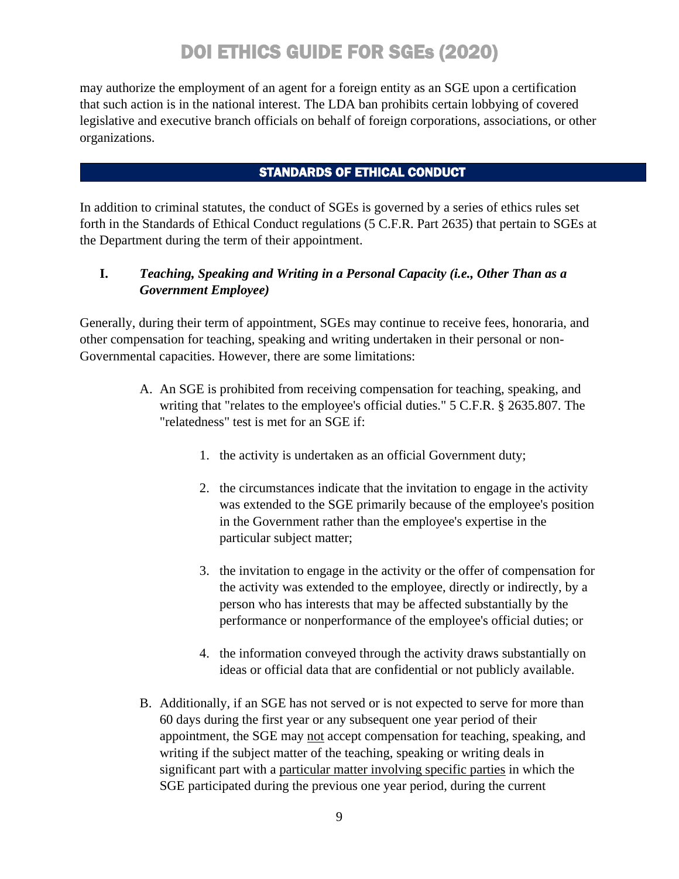may authorize the employment of an agent for a foreign entity as an SGE upon a certification that such action is in the national interest. The LDA ban prohibits certain lobbying of covered legislative and executive branch officials on behalf of foreign corporations, associations, or other organizations.

## STANDARDS OF ETHICAL CONDUCT

In addition to criminal statutes, the conduct of SGEs is governed by a series of ethics rules set forth in the Standards of Ethical Conduct regulations (5 C.F.R. Part 2635) that pertain to SGEs at the Department during the term of their appointment.

### I. *Teaching, Speaking and Writing in a Personal Capacity (i.e., Other Than as a Government Employee)*

Generally, during their term of appointment, SGEs may continue to receive fees, honoraria, and other compensation for teaching, speaking and writing undertaken in their personal or non-Governmental capacities. However, there are some limitations:

A. An SGE is prohibited from receiving compensation for teaching, speaking, and writing that "relates to the employee's official duties." 5 C.F.R. § 2635.807. The "relatedness" test is met for an SGE if:

   1. the activity is undertaken as an official Government duty;

   2. the circumstances indicate that the invitation to engage in the activity was extended to the SGE primarily because of the employee's position in the Government rather than the employee's expertise in the particular subject matter;

   3. the invitation to engage in the activity or the offer of compensation for the activity was extended to the employee, directly or indirectly, by a person who has interests that may be affected substantially by the performance or nonperformance of the employee's official duties; or

   4. the information conveyed through the activity draws substantially on ideas or official data that are confidential or not publicly available.

B. Additionally, if an SGE has not served or is not expected to serve for more than 60 days during the first year or any subsequent one year period of their appointment, the SGE may <u>not</u> accept compensation for teaching, speaking, and writing if the subject matter of the teaching, speaking or writing deals in significant part with a <u>particular matter involving specific parties</u> in which the SGE participated during the previous one year period, during the current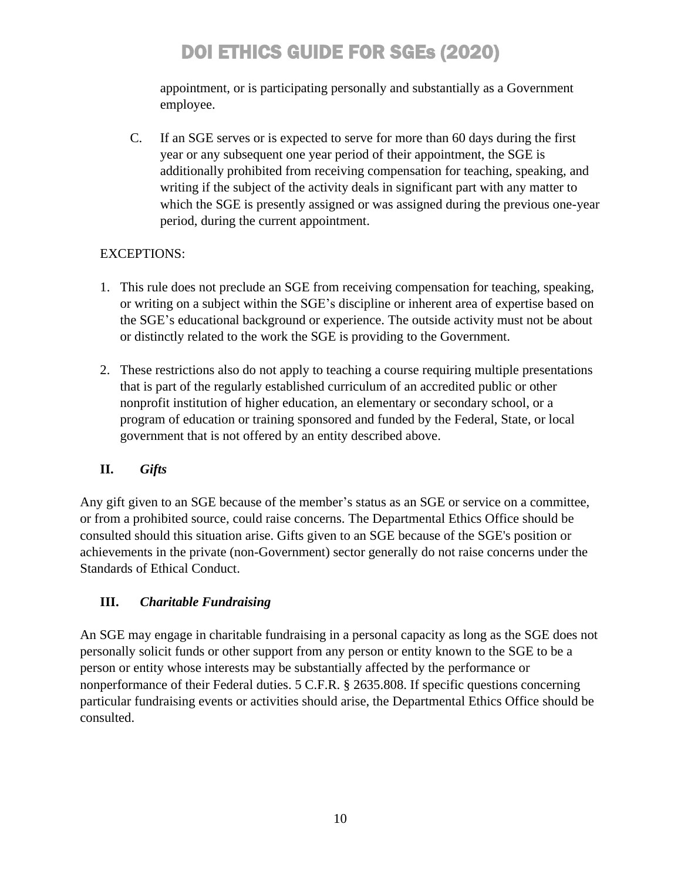appointment, or is participating personally and substantially as a Government employee.

C. If an SGE serves or is expected to serve for more than 60 days during the first year or any subsequent one year period of their appointment, the SGE is additionally prohibited from receiving compensation for teaching, speaking, and writing if the subject of the activity deals in significant part with any matter to which the SGE is presently assigned or was assigned during the previous one-year period, during the current appointment.

EXCEPTIONS:

1. This rule does not preclude an SGE from receiving compensation for teaching, speaking, or writing on a subject within the SGE's discipline or inherent area of expertise based on the SGE's educational background or experience. The outside activity must not be about or distinctly related to the work the SGE is providing to the Government.

2. These restrictions also do not apply to teaching a course requiring multiple presentations that is part of the regularly established curriculum of an accredited public or other nonprofit institution of higher education, an elementary or secondary school, or a program of education or training sponsored and funded by the Federal, State, or local government that is not offered by an entity described above.

## II. *Gifts*

Any gift given to an SGE because of the member's status as an SGE or service on a committee, or from a prohibited source, could raise concerns. The Departmental Ethics Office should be consulted should this situation arise. Gifts given to an SGE because of the SGE's position or achievements in the private (non-Government) sector generally do not raise concerns under the Standards of Ethical Conduct.

## III. *Charitable Fundraising*

An SGE may engage in charitable fundraising in a personal capacity as long as the SGE does not personally solicit funds or other support from any person or entity known to the SGE to be a person or entity whose interests may be substantially affected by the performance or nonperformance of their Federal duties. 5 C.F.R. § 2635.808. If specific questions concerning particular fundraising events or activities should arise, the Departmental Ethics Office should be consulted.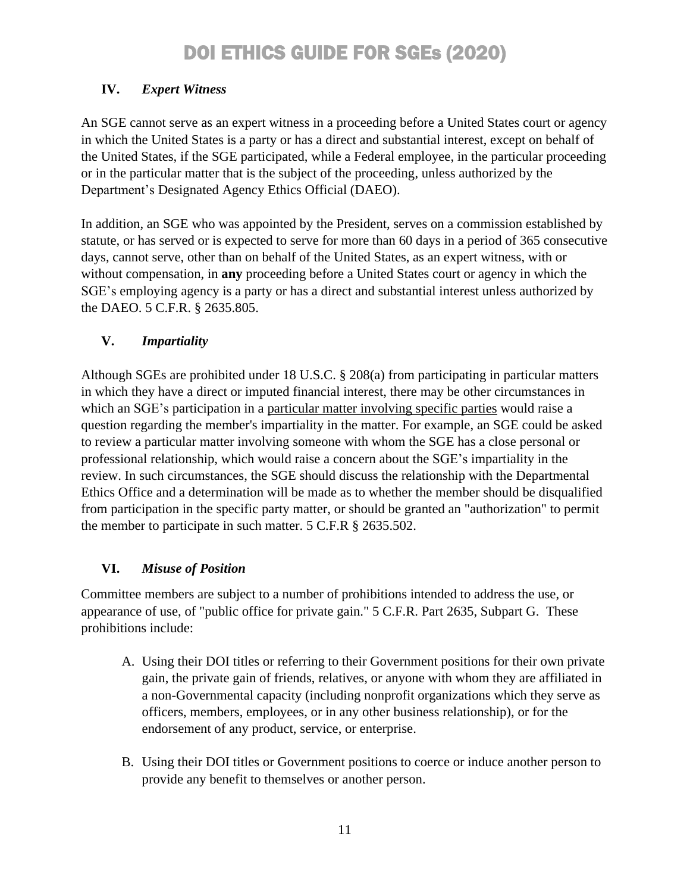## IV. *Expert Witness*

An SGE cannot serve as an expert witness in a proceeding before a United States court or agency in which the United States is a party or has a direct and substantial interest, except on behalf of the United States, if the SGE participated, while a Federal employee, in the particular proceeding or in the particular matter that is the subject of the proceeding, unless authorized by the Department's Designated Agency Ethics Official (DAEO).

In addition, an SGE who was appointed by the President, serves on a commission established by statute, or has served or is expected to serve for more than 60 days in a period of 365 consecutive days, cannot serve, other than on behalf of the United States, as an expert witness, with or without compensation, in **any** proceeding before a United States court or agency in which the SGE's employing agency is a party or has a direct and substantial interest unless authorized by the DAEO. 5 C.F.R. § 2635.805.

## V. *Impartiality*

Although SGEs are prohibited under 18 U.S.C. § 208(a) from participating in particular matters in which they have a direct or imputed financial interest, there may be other circumstances in which an SGE's participation in a particular matter involving specific parties would raise a question regarding the member's impartiality in the matter. For example, an SGE could be asked to review a particular matter involving someone with whom the SGE has a close personal or professional relationship, which would raise a concern about the SGE's impartiality in the review. In such circumstances, the SGE should discuss the relationship with the Departmental Ethics Office and a determination will be made as to whether the member should be disqualified from participation in the specific party matter, or should be granted an "authorization" to permit the member to participate in such matter. 5 C.F.R § 2635.502.

## VI. *Misuse of Position*

Committee members are subject to a number of prohibitions intended to address the use, or appearance of use, of "public office for private gain." 5 C.F.R. Part 2635, Subpart G. These prohibitions include:

A. Using their DOI titles or referring to their Government positions for their own private gain, the private gain of friends, relatives, or anyone with whom they are affiliated in a non-Governmental capacity (including nonprofit organizations which they serve as officers, members, employees, or in any other business relationship), or for the endorsement of any product, service, or enterprise.

B. Using their DOI titles or Government positions to coerce or induce another person to provide any benefit to themselves or another person.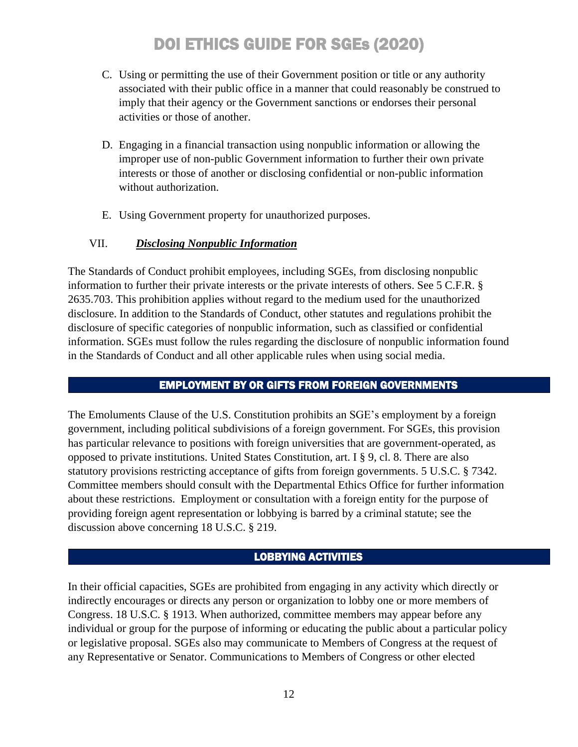C. Using or permitting the use of their Government position or title or any authority associated with their public office in a manner that could reasonably be construed to imply that their agency or the Government sanctions or endorses their personal activities or those of another.

D. Engaging in a financial transaction using nonpublic information or allowing the improper use of non-public Government information to further their own private interests or those of another or disclosing confidential or non-public information without authorization.

E. Using Government property for unauthorized purposes.

### VII. ***Disclosing Nonpublic Information***

The Standards of Conduct prohibit employees, including SGEs, from disclosing nonpublic information to further their private interests or the private interests of others. See 5 C.F.R. § 2635.703. This prohibition applies without regard to the medium used for the unauthorized disclosure. In addition to the Standards of Conduct, other statutes and regulations prohibit the disclosure of specific categories of nonpublic information, such as classified or confidential information. SGEs must follow the rules regarding the disclosure of nonpublic information found in the Standards of Conduct and all other applicable rules when using social media.

## EMPLOYMENT BY OR GIFTS FROM FOREIGN GOVERNMENTS

The Emoluments Clause of the U.S. Constitution prohibits an SGE's employment by a foreign government, including political subdivisions of a foreign government. For SGEs, this provision has particular relevance to positions with foreign universities that are government-operated, as opposed to private institutions. United States Constitution, art. I § 9, cl. 8. There are also statutory provisions restricting acceptance of gifts from foreign governments. 5 U.S.C. § 7342. Committee members should consult with the Departmental Ethics Office for further information about these restrictions. Employment or consultation with a foreign entity for the purpose of providing foreign agent representation or lobbying is barred by a criminal statute; see the discussion above concerning 18 U.S.C. § 219.

## LOBBYING ACTIVITIES

In their official capacities, SGEs are prohibited from engaging in any activity which directly or indirectly encourages or directs any person or organization to lobby one or more members of Congress. 18 U.S.C. § 1913. When authorized, committee members may appear before any individual or group for the purpose of informing or educating the public about a particular policy or legislative proposal. SGEs also may communicate to Members of Congress at the request of any Representative or Senator. Communications to Members of Congress or other elected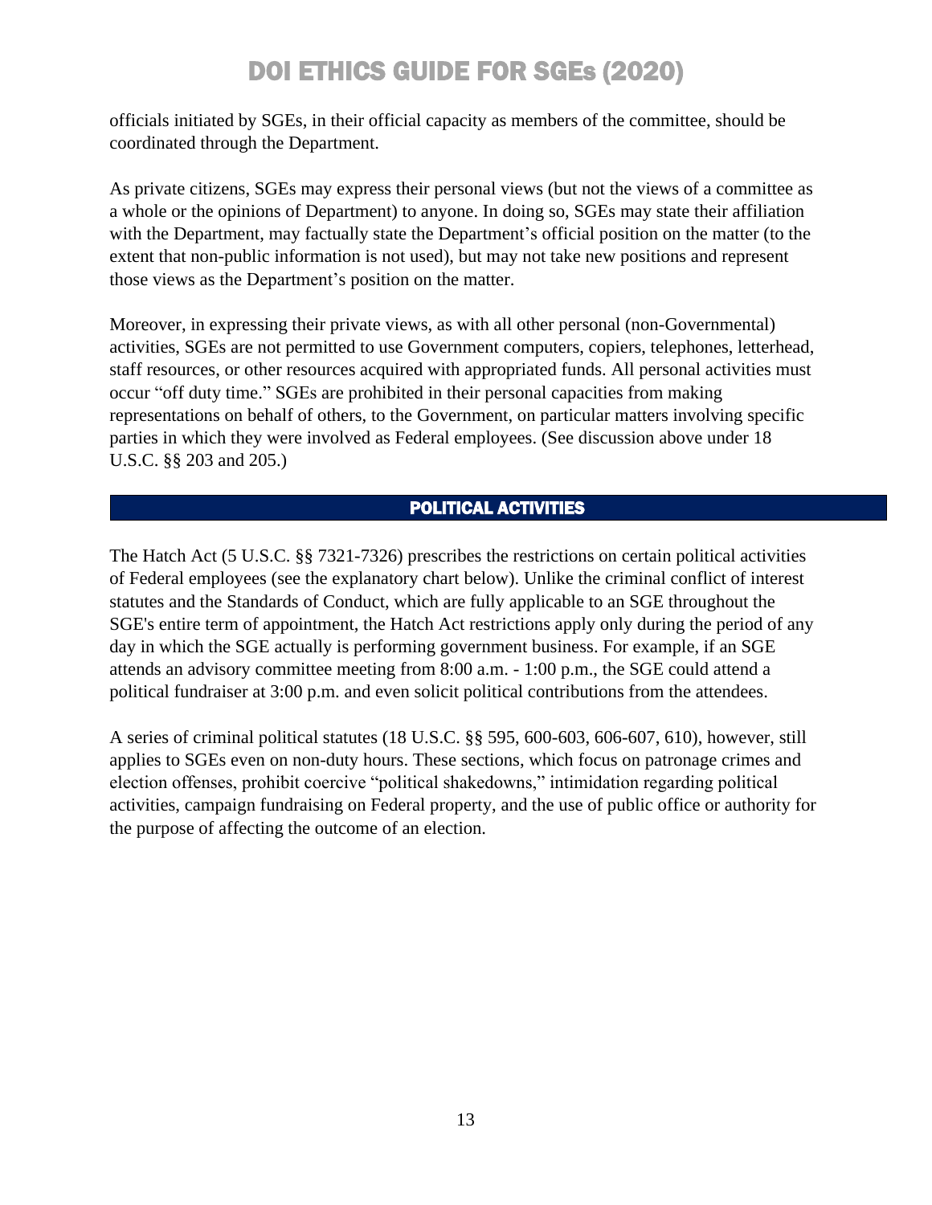officials initiated by SGEs, in their official capacity as members of the committee, should be coordinated through the Department.

As private citizens, SGEs may express their personal views (but not the views of a committee as a whole or the opinions of Department) to anyone. In doing so, SGEs may state their affiliation with the Department, may factually state the Department's official position on the matter (to the extent that non-public information is not used), but may not take new positions and represent those views as the Department's position on the matter.

Moreover, in expressing their private views, as with all other personal (non-Governmental) activities, SGEs are not permitted to use Government computers, copiers, telephones, letterhead, staff resources, or other resources acquired with appropriated funds. All personal activities must occur "off duty time." SGEs are prohibited in their personal capacities from making representations on behalf of others, to the Government, on particular matters involving specific parties in which they were involved as Federal employees. (See discussion above under 18 U.S.C. §§ 203 and 205.)

## POLITICAL ACTIVITIES

The Hatch Act (5 U.S.C. §§ 7321-7326) prescribes the restrictions on certain political activities of Federal employees (see the explanatory chart below). Unlike the criminal conflict of interest statutes and the Standards of Conduct, which are fully applicable to an SGE throughout the SGE's entire term of appointment, the Hatch Act restrictions apply only during the period of any day in which the SGE actually is performing government business. For example, if an SGE attends an advisory committee meeting from 8:00 a.m. - 1:00 p.m., the SGE could attend a political fundraiser at 3:00 p.m. and even solicit political contributions from the attendees.

A series of criminal political statutes (18 U.S.C. §§ 595, 600-603, 606-607, 610), however, still applies to SGEs even on non-duty hours. These sections, which focus on patronage crimes and election offenses, prohibit coercive "political shakedowns," intimidation regarding political activities, campaign fundraising on Federal property, and the use of public office or authority for the purpose of affecting the outcome of an election.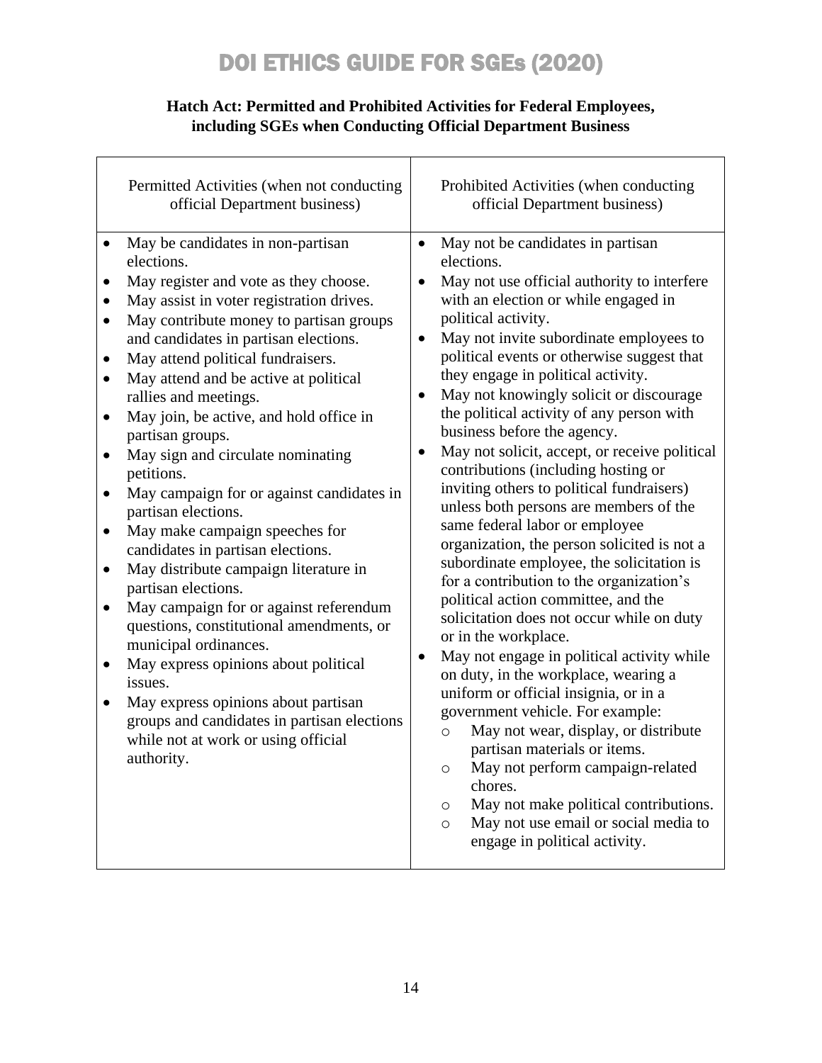**Hatch Act: Permitted and Prohibited Activities for Federal Employees, including SGEs when Conducting Official Department Business**

| Permitted Activities (when not conducting official Department business) | Prohibited Activities (when conducting official Department business) |
| --- | --- |
| • May be candidates in non-partisan elections.<br>• May register and vote as they choose.<br>• May assist in voter registration drives.<br>• May contribute money to partisan groups and candidates in partisan elections.<br>• May attend political fundraisers.<br>• May attend and be active at political rallies and meetings.<br>• May join, be active, and hold office in partisan groups.<br>• May sign and circulate nominating petitions.<br>• May campaign for or against candidates in partisan elections.<br>• May make campaign speeches for candidates in partisan elections.<br>• May distribute campaign literature in partisan elections.<br>• May campaign for or against referendum questions, constitutional amendments, or municipal ordinances.<br>• May express opinions about political issues.<br>• May express opinions about partisan groups and candidates in partisan elections while not at work or using official authority. | • May not be candidates in partisan elections.<br>• May not use official authority to interfere with an election or while engaged in political activity.<br>• May not invite subordinate employees to political events or otherwise suggest that they engage in political activity.<br>• May not knowingly solicit or discourage the political activity of any person with business before the agency.<br>• May not solicit, accept, or receive political contributions (including hosting or inviting others to political fundraisers) unless both persons are members of the same federal labor or employee organization, the person solicited is not a subordinate employee, the solicitation is for a contribution to the organization's political action committee, and the solicitation does not occur while on duty or in the workplace.<br>• May not engage in political activity while on duty, in the workplace, wearing a uniform or official insignia, or in a government vehicle. For example:<br>&nbsp;&nbsp;&nbsp;&nbsp;o May not wear, display, or distribute partisan materials or items.<br>&nbsp;&nbsp;&nbsp;&nbsp;o May not perform campaign-related chores.<br>&nbsp;&nbsp;&nbsp;&nbsp;o May not make political contributions.<br>&nbsp;&nbsp;&nbsp;&nbsp;o May not use email or social media to engage in political activity. |